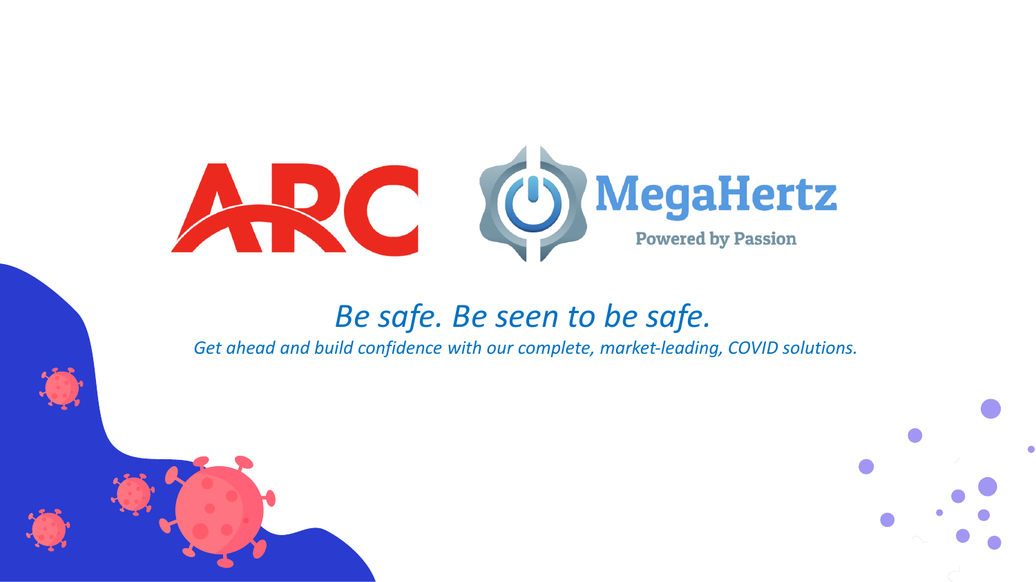ARC

MegaHertz

Powered by Passion

*Be safe. Be seen to be safe.*

*Get ahead and build confidence with our complete, market-leading, COVID solutions.*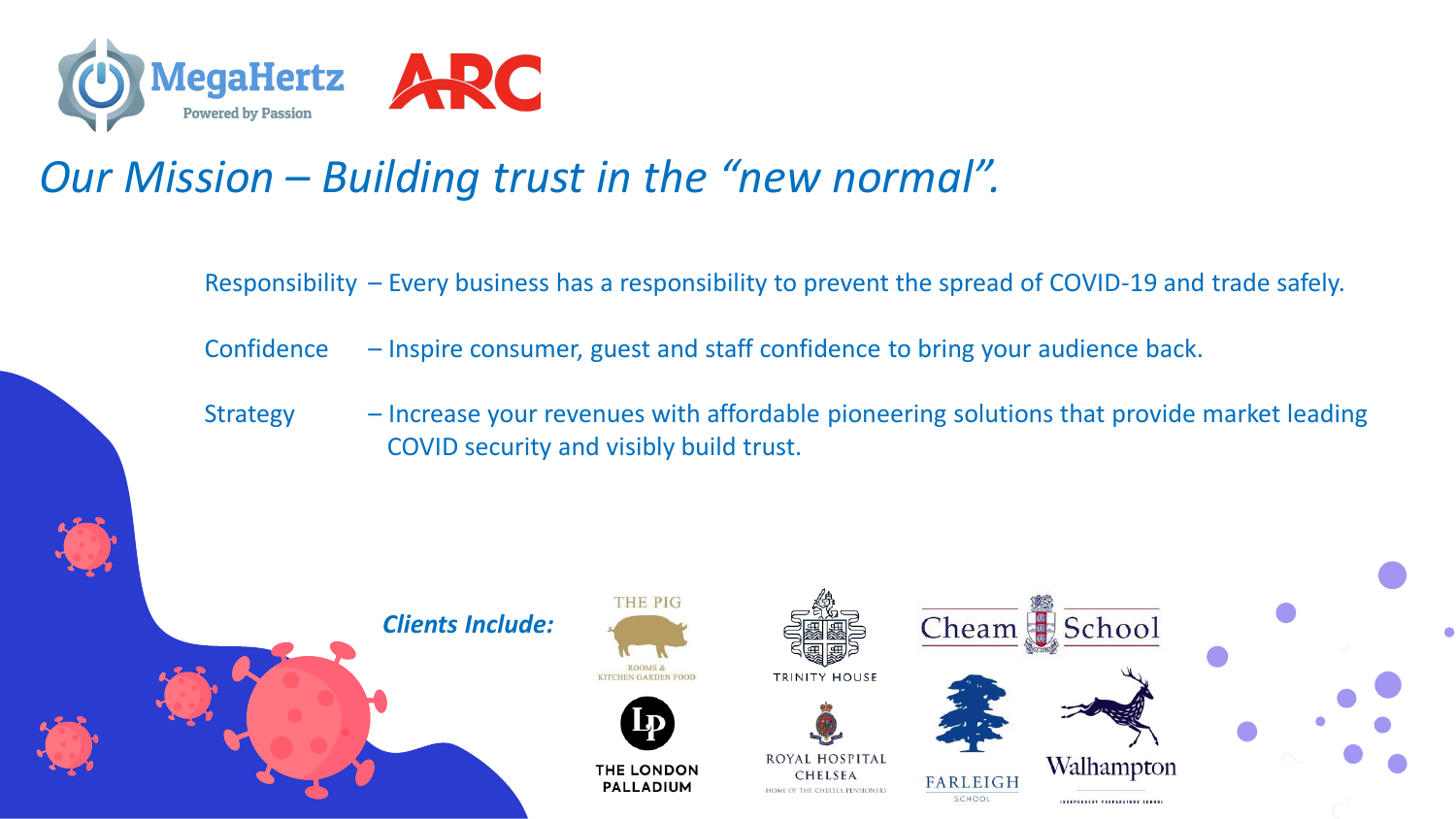# *Our Mission – Building trust in the "new normal".*

Responsibility – Every business has a responsibility to prevent the spread of COVID-19 and trade safely.

Confidence – Inspire consumer, guest and staff confidence to bring your audience back.

Strategy – Increase your revenues with affordable pioneering solutions that provide market leading COVID security and visibly build trust.

***Clients Include:***

- The Pig – Rooms & Kitchen Garden Food
- Trinity House
- Cheam School
- The London Palladium
- Royal Hospital Chelsea
- Farleigh School
- Walhampton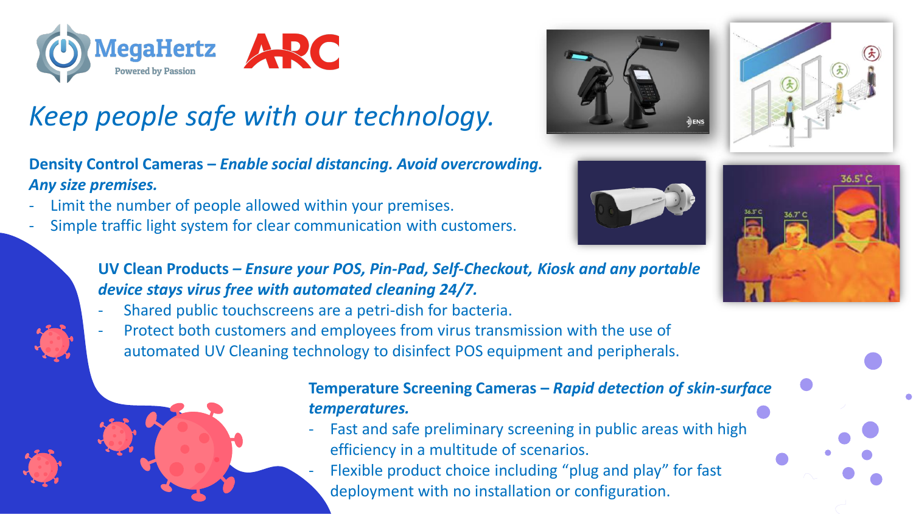MegaHertz
Powered by Passion

ARC

# *Keep people safe with our technology.*

**Density Control Cameras –** ***Enable social distancing. Avoid overcrowding. Any size premises.***

- Limit the number of people allowed within your premises.
- Simple traffic light system for clear communication with customers.

**UV Clean Products –** ***Ensure your POS, Pin-Pad, Self-Checkout, Kiosk and any portable device stays virus free with automated cleaning 24/7.***

- Shared public touchscreens are a petri-dish for bacteria.
- Protect both customers and employees from virus transmission with the use of automated UV Cleaning technology to disinfect POS equipment and peripherals.

**Temperature Screening Cameras –** ***Rapid detection of skin-surface temperatures.***

- Fast and safe preliminary screening in public areas with high efficiency in a multitude of scenarios.
- Flexible product choice including "plug and play" for fast deployment with no installation or configuration.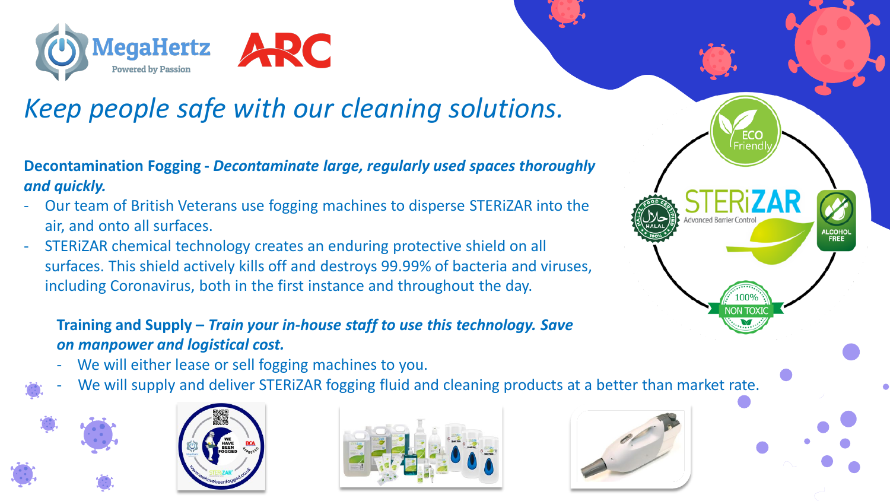# *Keep people safe with our cleaning solutions.*

**Decontamination Fogging - *Decontaminate large, regularly used spaces thoroughly and quickly.***

- Our team of British Veterans use fogging machines to disperse STERiZAR into the air, and onto all surfaces.
- STERiZAR chemical technology creates an enduring protective shield on all surfaces. This shield actively kills off and destroys 99.99% of bacteria and viruses, including Coronavirus, both in the first instance and throughout the day.

**Training and Supply – *Train your in-house staff to use this technology. Save on manpower and logistical cost.***

- We will either lease or sell fogging machines to you.
- We will supply and deliver STERiZAR fogging fluid and cleaning products at a better than market rate.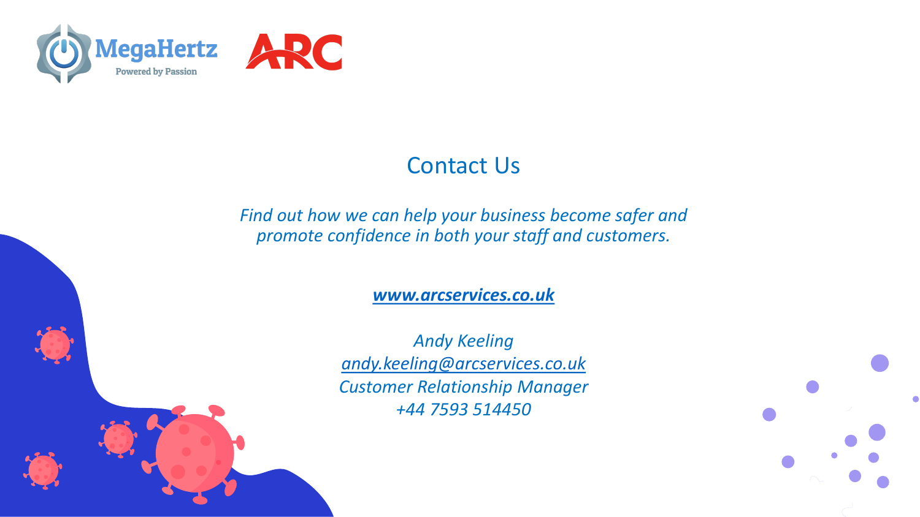## Contact Us

*Find out how we can help your business become safer and promote confidence in both your staff and customers.*

***www.arcservices.co.uk***

*Andy Keeling*
*andy.keeling@arcservices.co.uk*
*Customer Relationship Manager*
*+44 7593 514450*